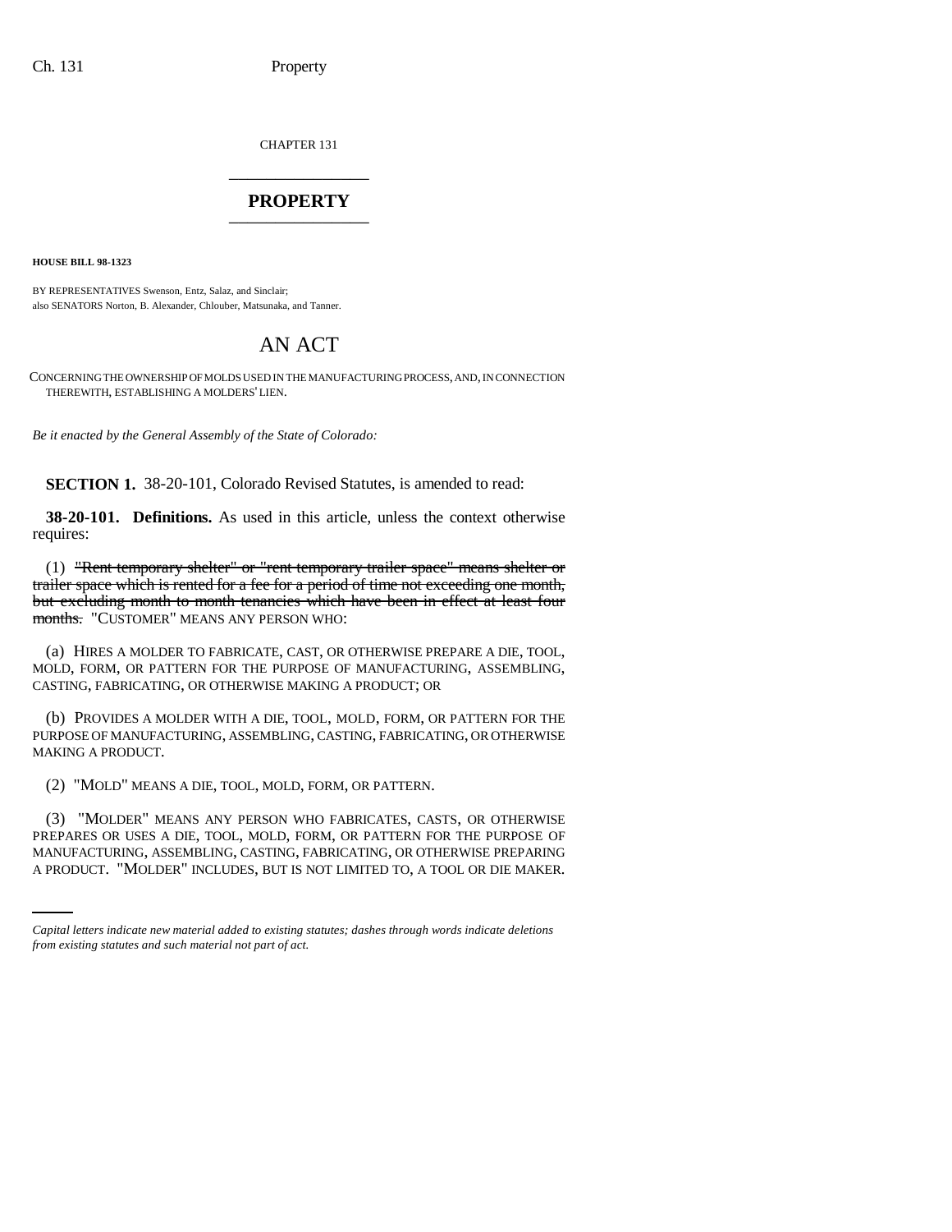CHAPTER 131

# PROPERTY

**HOUSE BILL 98-1323**

BY REPRESENTATIVES Swenson, Entz, Salaz, and Sinclair;
also SENATORS Norton, B. Alexander, Chlouber, Matsunaka, and Tanner.

# AN ACT

CONCERNING THE OWNERSHIP OF MOLDS USED IN THE MANUFACTURING PROCESS, AND, IN CONNECTION THEREWITH, ESTABLISHING A MOLDERS' LIEN.

*Be it enacted by the General Assembly of the State of Colorado:*

**SECTION 1.** 38-20-101, Colorado Revised Statutes, is amended to read:

**38-20-101. Definitions.** As used in this article, unless the context otherwise requires:

(1) ~~"Rent temporary shelter" or "rent temporary trailer space" means shelter or trailer space which is rented for a fee for a period of time not exceeding one month, but excluding month to month tenancies which have been in effect at least four months.~~ "CUSTOMER" MEANS ANY PERSON WHO:

(a) HIRES A MOLDER TO FABRICATE, CAST, OR OTHERWISE PREPARE A DIE, TOOL, MOLD, FORM, OR PATTERN FOR THE PURPOSE OF MANUFACTURING, ASSEMBLING, CASTING, FABRICATING, OR OTHERWISE MAKING A PRODUCT; OR

(b) PROVIDES A MOLDER WITH A DIE, TOOL, MOLD, FORM, OR PATTERN FOR THE PURPOSE OF MANUFACTURING, ASSEMBLING, CASTING, FABRICATING, OR OTHERWISE MAKING A PRODUCT.

(2) "MOLD" MEANS A DIE, TOOL, MOLD, FORM, OR PATTERN.

(3) "MOLDER" MEANS ANY PERSON WHO FABRICATES, CASTS, OR OTHERWISE PREPARES OR USES A DIE, TOOL, MOLD, FORM, OR PATTERN FOR THE PURPOSE OF MANUFACTURING, ASSEMBLING, CASTING, FABRICATING, OR OTHERWISE PREPARING A PRODUCT. "MOLDER" INCLUDES, BUT IS NOT LIMITED TO, A TOOL OR DIE MAKER.

*Capital letters indicate new material added to existing statutes; dashes through words indicate deletions from existing statutes and such material not part of act.*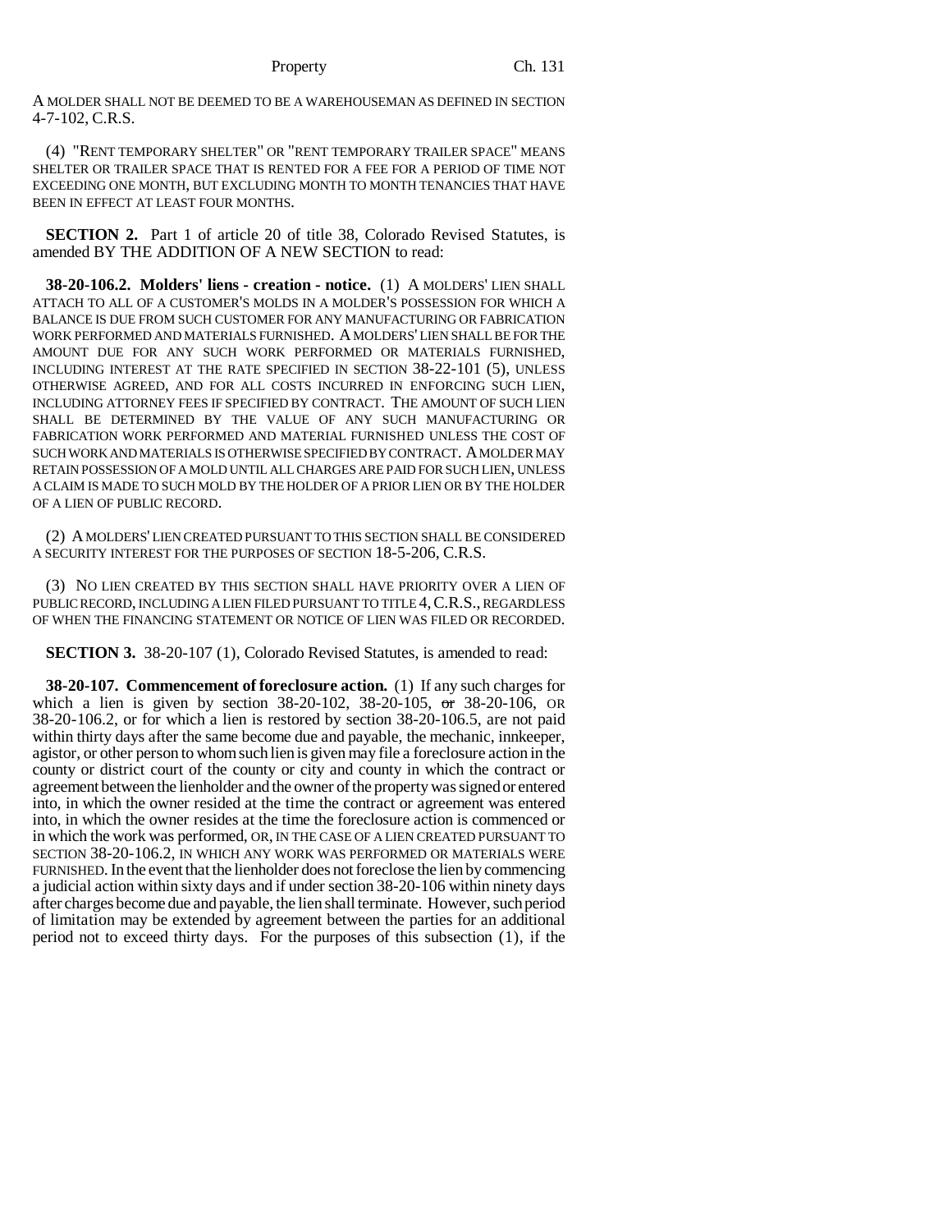A MOLDER SHALL NOT BE DEEMED TO BE A WAREHOUSEMAN AS DEFINED IN SECTION 4-7-102, C.R.S.

(4) "RENT TEMPORARY SHELTER" OR "RENT TEMPORARY TRAILER SPACE" MEANS SHELTER OR TRAILER SPACE THAT IS RENTED FOR A FEE FOR A PERIOD OF TIME NOT EXCEEDING ONE MONTH, BUT EXCLUDING MONTH TO MONTH TENANCIES THAT HAVE BEEN IN EFFECT AT LEAST FOUR MONTHS.

**SECTION 2.** Part 1 of article 20 of title 38, Colorado Revised Statutes, is amended BY THE ADDITION OF A NEW SECTION to read:

**38-20-106.2. Molders' liens - creation - notice.** (1) A MOLDERS' LIEN SHALL ATTACH TO ALL OF A CUSTOMER'S MOLDS IN A MOLDER'S POSSESSION FOR WHICH A BALANCE IS DUE FROM SUCH CUSTOMER FOR ANY MANUFACTURING OR FABRICATION WORK PERFORMED AND MATERIALS FURNISHED. A MOLDERS' LIEN SHALL BE FOR THE AMOUNT DUE FOR ANY SUCH WORK PERFORMED OR MATERIALS FURNISHED, INCLUDING INTEREST AT THE RATE SPECIFIED IN SECTION 38-22-101 (5), UNLESS OTHERWISE AGREED, AND FOR ALL COSTS INCURRED IN ENFORCING SUCH LIEN, INCLUDING ATTORNEY FEES IF SPECIFIED BY CONTRACT. THE AMOUNT OF SUCH LIEN SHALL BE DETERMINED BY THE VALUE OF ANY SUCH MANUFACTURING OR FABRICATION WORK PERFORMED AND MATERIAL FURNISHED UNLESS THE COST OF SUCH WORK AND MATERIALS IS OTHERWISE SPECIFIED BY CONTRACT. A MOLDER MAY RETAIN POSSESSION OF A MOLD UNTIL ALL CHARGES ARE PAID FOR SUCH LIEN, UNLESS A CLAIM IS MADE TO SUCH MOLD BY THE HOLDER OF A PRIOR LIEN OR BY THE HOLDER OF A LIEN OF PUBLIC RECORD.

(2) A MOLDERS' LIEN CREATED PURSUANT TO THIS SECTION SHALL BE CONSIDERED A SECURITY INTEREST FOR THE PURPOSES OF SECTION 18-5-206, C.R.S.

(3) NO LIEN CREATED BY THIS SECTION SHALL HAVE PRIORITY OVER A LIEN OF PUBLIC RECORD, INCLUDING A LIEN FILED PURSUANT TO TITLE 4, C.R.S., REGARDLESS OF WHEN THE FINANCING STATEMENT OR NOTICE OF LIEN WAS FILED OR RECORDED.

**SECTION 3.** 38-20-107 (1), Colorado Revised Statutes, is amended to read:

**38-20-107. Commencement of foreclosure action.** (1) If any such charges for which a lien is given by section 38-20-102, 38-20-105, ~~or~~ 38-20-106, OR 38-20-106.2, or for which a lien is restored by section 38-20-106.5, are not paid within thirty days after the same become due and payable, the mechanic, innkeeper, agistor, or other person to whom such lien is given may file a foreclosure action in the county or district court of the county or city and county in which the contract or agreement between the lienholder and the owner of the property was signed or entered into, in which the owner resided at the time the contract or agreement was entered into, in which the owner resides at the time the foreclosure action is commenced or in which the work was performed, OR, IN THE CASE OF A LIEN CREATED PURSUANT TO SECTION 38-20-106.2, IN WHICH ANY WORK WAS PERFORMED OR MATERIALS WERE FURNISHED. In the event that the lienholder does not foreclose the lien by commencing a judicial action within sixty days and if under section 38-20-106 within ninety days after charges become due and payable, the lien shall terminate. However, such period of limitation may be extended by agreement between the parties for an additional period not to exceed thirty days. For the purposes of this subsection (1), if the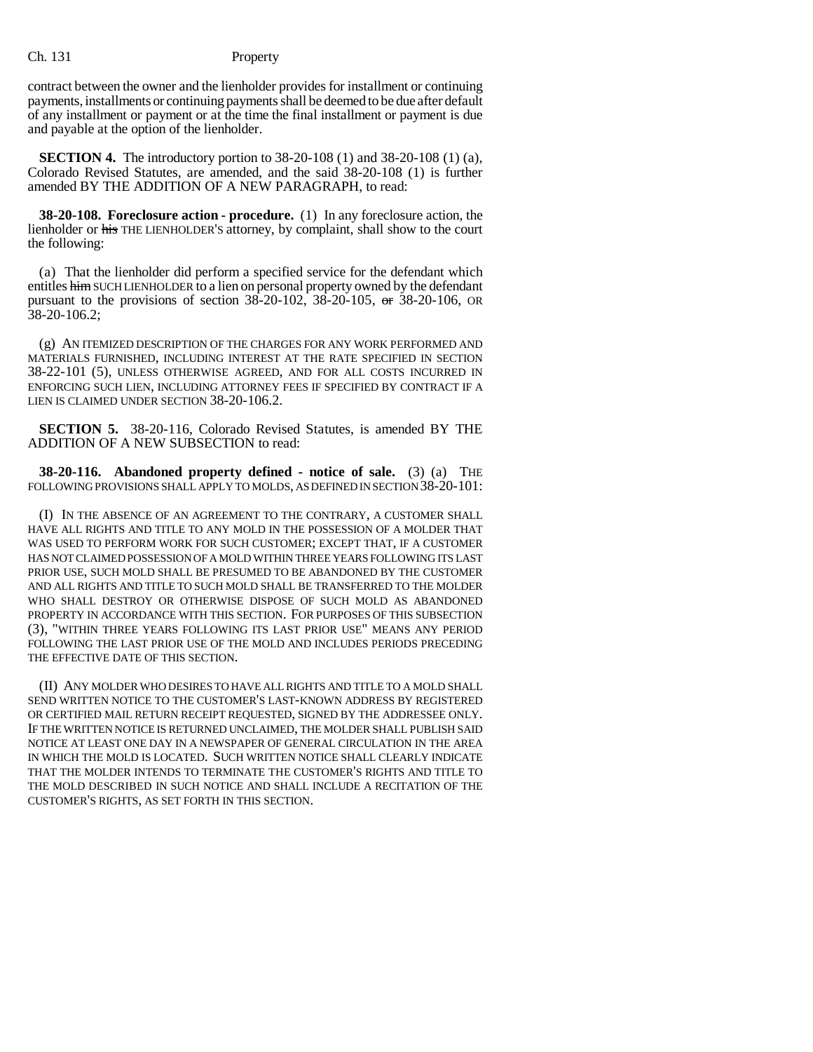contract between the owner and the lienholder provides for installment or continuing payments, installments or continuing payments shall be deemed to be due after default of any installment or payment or at the time the final installment or payment is due and payable at the option of the lienholder.

**SECTION 4.** The introductory portion to 38-20-108 (1) and 38-20-108 (1) (a), Colorado Revised Statutes, are amended, and the said 38-20-108 (1) is further amended BY THE ADDITION OF A NEW PARAGRAPH, to read:

**38-20-108. Foreclosure action - procedure.** (1) In any foreclosure action, the lienholder or ~~his~~ THE LIENHOLDER'S attorney, by complaint, shall show to the court the following:

(a) That the lienholder did perform a specified service for the defendant which entitles ~~him~~ SUCH LIENHOLDER to a lien on personal property owned by the defendant pursuant to the provisions of section 38-20-102, 38-20-105, ~~or~~ 38-20-106, OR 38-20-106.2;

(g) AN ITEMIZED DESCRIPTION OF THE CHARGES FOR ANY WORK PERFORMED AND MATERIALS FURNISHED, INCLUDING INTEREST AT THE RATE SPECIFIED IN SECTION 38-22-101 (5), UNLESS OTHERWISE AGREED, AND FOR ALL COSTS INCURRED IN ENFORCING SUCH LIEN, INCLUDING ATTORNEY FEES IF SPECIFIED BY CONTRACT IF A LIEN IS CLAIMED UNDER SECTION 38-20-106.2.

**SECTION 5.** 38-20-116, Colorado Revised Statutes, is amended BY THE ADDITION OF A NEW SUBSECTION to read:

**38-20-116. Abandoned property defined - notice of sale.** (3) (a) THE FOLLOWING PROVISIONS SHALL APPLY TO MOLDS, AS DEFINED IN SECTION 38-20-101:

(I) IN THE ABSENCE OF AN AGREEMENT TO THE CONTRARY, A CUSTOMER SHALL HAVE ALL RIGHTS AND TITLE TO ANY MOLD IN THE POSSESSION OF A MOLDER THAT WAS USED TO PERFORM WORK FOR SUCH CUSTOMER; EXCEPT THAT, IF A CUSTOMER HAS NOT CLAIMED POSSESSION OF A MOLD WITHIN THREE YEARS FOLLOWING ITS LAST PRIOR USE, SUCH MOLD SHALL BE PRESUMED TO BE ABANDONED BY THE CUSTOMER AND ALL RIGHTS AND TITLE TO SUCH MOLD SHALL BE TRANSFERRED TO THE MOLDER WHO SHALL DESTROY OR OTHERWISE DISPOSE OF SUCH MOLD AS ABANDONED PROPERTY IN ACCORDANCE WITH THIS SECTION. FOR PURPOSES OF THIS SUBSECTION (3), "WITHIN THREE YEARS FOLLOWING ITS LAST PRIOR USE" MEANS ANY PERIOD FOLLOWING THE LAST PRIOR USE OF THE MOLD AND INCLUDES PERIODS PRECEDING THE EFFECTIVE DATE OF THIS SECTION.

(II) ANY MOLDER WHO DESIRES TO HAVE ALL RIGHTS AND TITLE TO A MOLD SHALL SEND WRITTEN NOTICE TO THE CUSTOMER'S LAST-KNOWN ADDRESS BY REGISTERED OR CERTIFIED MAIL RETURN RECEIPT REQUESTED, SIGNED BY THE ADDRESSEE ONLY. IF THE WRITTEN NOTICE IS RETURNED UNCLAIMED, THE MOLDER SHALL PUBLISH SAID NOTICE AT LEAST ONE DAY IN A NEWSPAPER OF GENERAL CIRCULATION IN THE AREA IN WHICH THE MOLD IS LOCATED. SUCH WRITTEN NOTICE SHALL CLEARLY INDICATE THAT THE MOLDER INTENDS TO TERMINATE THE CUSTOMER'S RIGHTS AND TITLE TO THE MOLD DESCRIBED IN SUCH NOTICE AND SHALL INCLUDE A RECITATION OF THE CUSTOMER'S RIGHTS, AS SET FORTH IN THIS SECTION.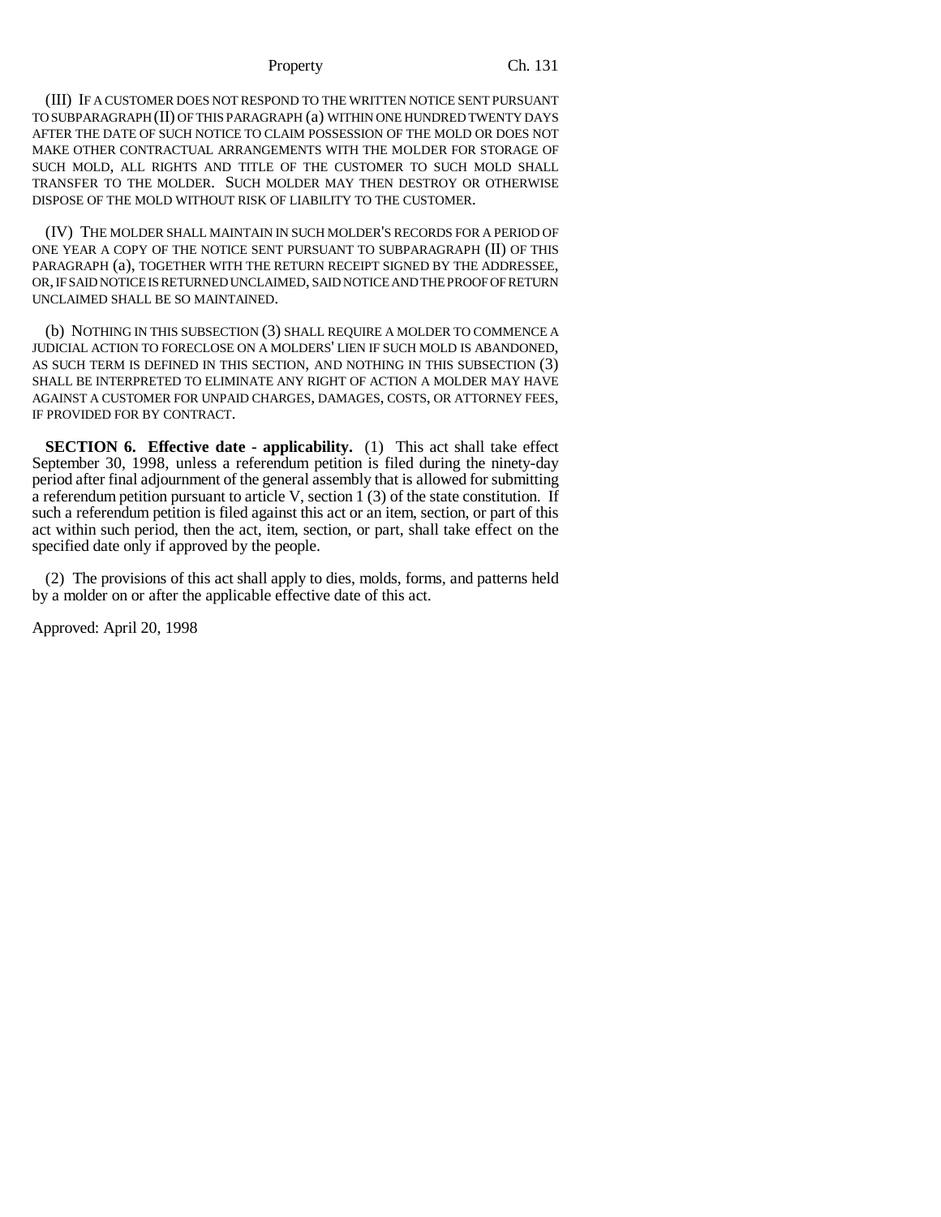(III) IF A CUSTOMER DOES NOT RESPOND TO THE WRITTEN NOTICE SENT PURSUANT TO SUBPARAGRAPH (II) OF THIS PARAGRAPH (a) WITHIN ONE HUNDRED TWENTY DAYS AFTER THE DATE OF SUCH NOTICE TO CLAIM POSSESSION OF THE MOLD OR DOES NOT MAKE OTHER CONTRACTUAL ARRANGEMENTS WITH THE MOLDER FOR STORAGE OF SUCH MOLD, ALL RIGHTS AND TITLE OF THE CUSTOMER TO SUCH MOLD SHALL TRANSFER TO THE MOLDER. SUCH MOLDER MAY THEN DESTROY OR OTHERWISE DISPOSE OF THE MOLD WITHOUT RISK OF LIABILITY TO THE CUSTOMER.

(IV) THE MOLDER SHALL MAINTAIN IN SUCH MOLDER'S RECORDS FOR A PERIOD OF ONE YEAR A COPY OF THE NOTICE SENT PURSUANT TO SUBPARAGRAPH (II) OF THIS PARAGRAPH (a), TOGETHER WITH THE RETURN RECEIPT SIGNED BY THE ADDRESSEE, OR, IF SAID NOTICE IS RETURNED UNCLAIMED, SAID NOTICE AND THE PROOF OF RETURN UNCLAIMED SHALL BE SO MAINTAINED.

(b) NOTHING IN THIS SUBSECTION (3) SHALL REQUIRE A MOLDER TO COMMENCE A JUDICIAL ACTION TO FORECLOSE ON A MOLDERS' LIEN IF SUCH MOLD IS ABANDONED, AS SUCH TERM IS DEFINED IN THIS SECTION, AND NOTHING IN THIS SUBSECTION (3) SHALL BE INTERPRETED TO ELIMINATE ANY RIGHT OF ACTION A MOLDER MAY HAVE AGAINST A CUSTOMER FOR UNPAID CHARGES, DAMAGES, COSTS, OR ATTORNEY FEES, IF PROVIDED FOR BY CONTRACT.

**SECTION 6. Effective date - applicability.** (1) This act shall take effect September 30, 1998, unless a referendum petition is filed during the ninety-day period after final adjournment of the general assembly that is allowed for submitting a referendum petition pursuant to article V, section 1 (3) of the state constitution. If such a referendum petition is filed against this act or an item, section, or part of this act within such period, then the act, item, section, or part, shall take effect on the specified date only if approved by the people.

(2) The provisions of this act shall apply to dies, molds, forms, and patterns held by a molder on or after the applicable effective date of this act.

Approved: April 20, 1998